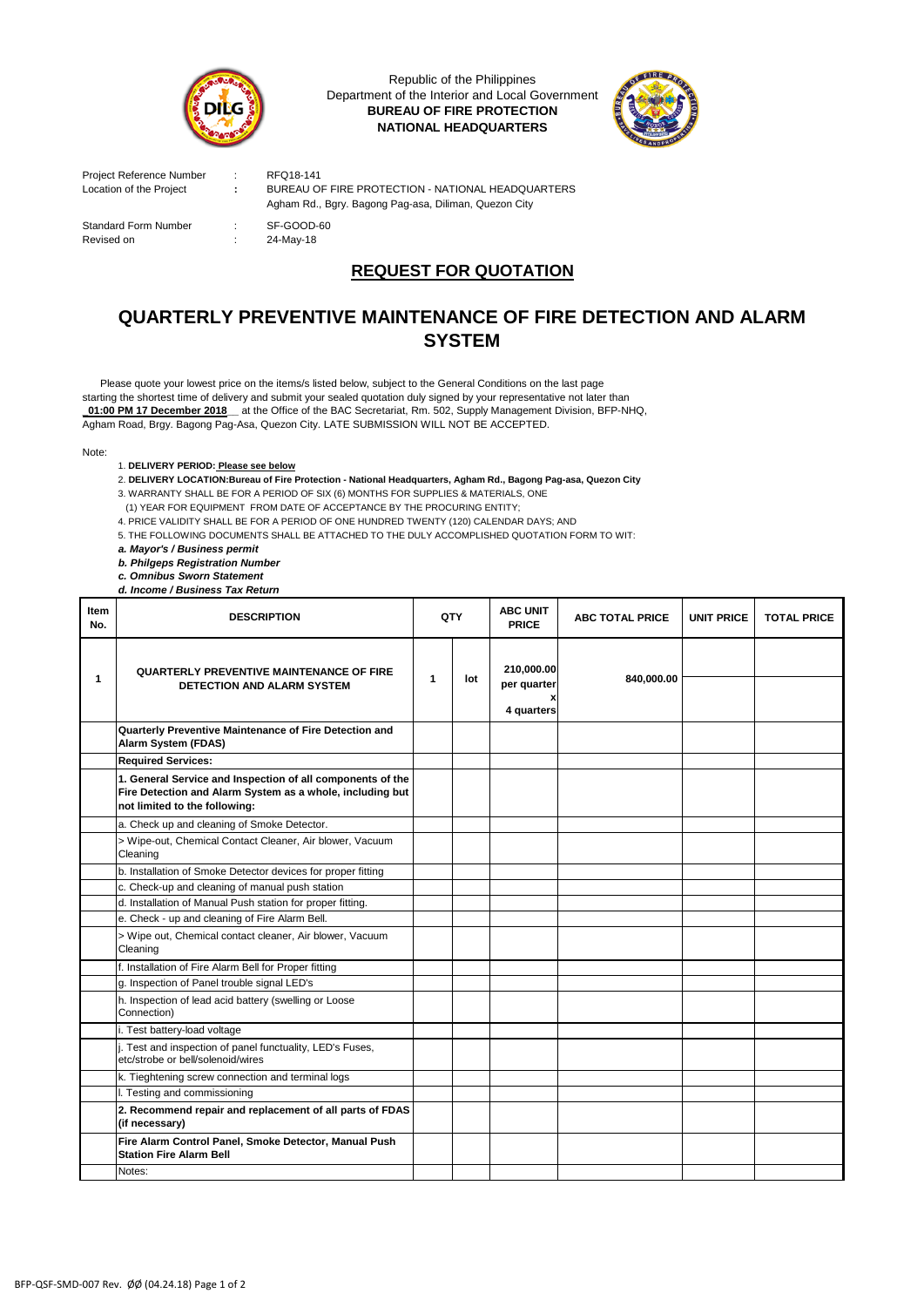Republic of the Philippines
Department of the Interior and Local Government
**BUREAU OF FIRE PROTECTION**
**NATIONAL HEADQUARTERS**

Project Reference Number : RFQ18-141
Location of the Project : BUREAU OF FIRE PROTECTION - NATIONAL HEADQUARTERS
Agham Rd., Bgry. Bagong Pag-asa, Diliman, Quezon City

Standard Form Number : SF-GOOD-60
Revised on : 24-May-18

## REQUEST FOR QUOTATION

# QUARTERLY PREVENTIVE MAINTENANCE OF FIRE DETECTION AND ALARM SYSTEM

Please quote your lowest price on the items/s listed below, subject to the General Conditions on the last page starting the shortest time of delivery and submit your sealed quotation duly signed by your representative not later than **01:00 PM 17 December 2018** at the Office of the BAC Secretariat, Rm. 502, Supply Management Division, BFP-NHQ, Agham Road, Brgy. Bagong Pag-Asa, Quezon City. LATE SUBMISSION WILL NOT BE ACCEPTED.

Note:

1. **DELIVERY PERIOD: Please see below**
2. **DELIVERY LOCATION:Bureau of Fire Protection - National Headquarters, Agham Rd., Bagong Pag-asa, Quezon City**
3. WARRANTY SHALL BE FOR A PERIOD OF SIX (6) MONTHS FOR SUPPLIES & MATERIALS, ONE (1) YEAR FOR EQUIPMENT FROM DATE OF ACCEPTANCE BY THE PROCURING ENTITY;
4. PRICE VALIDITY SHALL BE FOR A PERIOD OF ONE HUNDRED TWENTY (120) CALENDAR DAYS; AND
5. THE FOLLOWING DOCUMENTS SHALL BE ATTACHED TO THE DULY ACCOMPLISHED QUOTATION FORM TO WIT:

***a. Mayor's / Business permit***
***b. Philgeps Registration Number***
***c. Omnibus Sworn Statement***
***d. Income / Business Tax Return***

| Item No. | DESCRIPTION | QTY | | ABC UNIT PRICE | ABC TOTAL PRICE | UNIT PRICE | TOTAL PRICE |
|---|---|---|---|---|---|---|---|
| 1 | **QUARTERLY PREVENTIVE MAINTENANCE OF FIRE DETECTION AND ALARM SYSTEM** | 1 | lot | 210,000.00 per quarter x 4 quarters | 840,000.00 | | |
| | **Quarterly Preventive Maintenance of Fire Detection and Alarm System (FDAS)** | | | | | | |
| | **Required Services:** | | | | | | |
| | **1. General Service and Inspection of all components of the Fire Detection and Alarm System as a whole, including but not limited to the following:** | | | | | | |
| | a. Check up and cleaning of Smoke Detector. | | | | | | |
| | > Wipe-out, Chemical Contact Cleaner, Air blower, Vacuum Cleaning | | | | | | |
| | b. Installation of Smoke Detector devices for proper fitting | | | | | | |
| | c. Check-up and cleaning of manual push station | | | | | | |
| | d. Installation of Manual Push station for proper fitting. | | | | | | |
| | e. Check - up and cleaning of Fire Alarm Bell. | | | | | | |
| | > Wipe out, Chemical contact cleaner, Air blower, Vacuum Cleaning | | | | | | |
| | f. Installation of Fire Alarm Bell for Proper fitting | | | | | | |
| | g. Inspection of Panel trouble signal LED's | | | | | | |
| | h. Inspection of lead acid battery (swelling or Loose Connection) | | | | | | |
| | i. Test battery-load voltage | | | | | | |
| | j. Test and inspection of panel functuality, LED's Fuses, etc/strobe or bell/solenoid/wires | | | | | | |
| | k. Tieghtening screw connection and terminal logs | | | | | | |
| | l. Testing and commissioning | | | | | | |
| | **2. Recommend repair and replacement of all parts of FDAS (if necessary)** | | | | | | |
| | **Fire Alarm Control Panel, Smoke Detector, Manual Push Station Fire Alarm Bell** | | | | | | |
| | Notes: | | | | | | |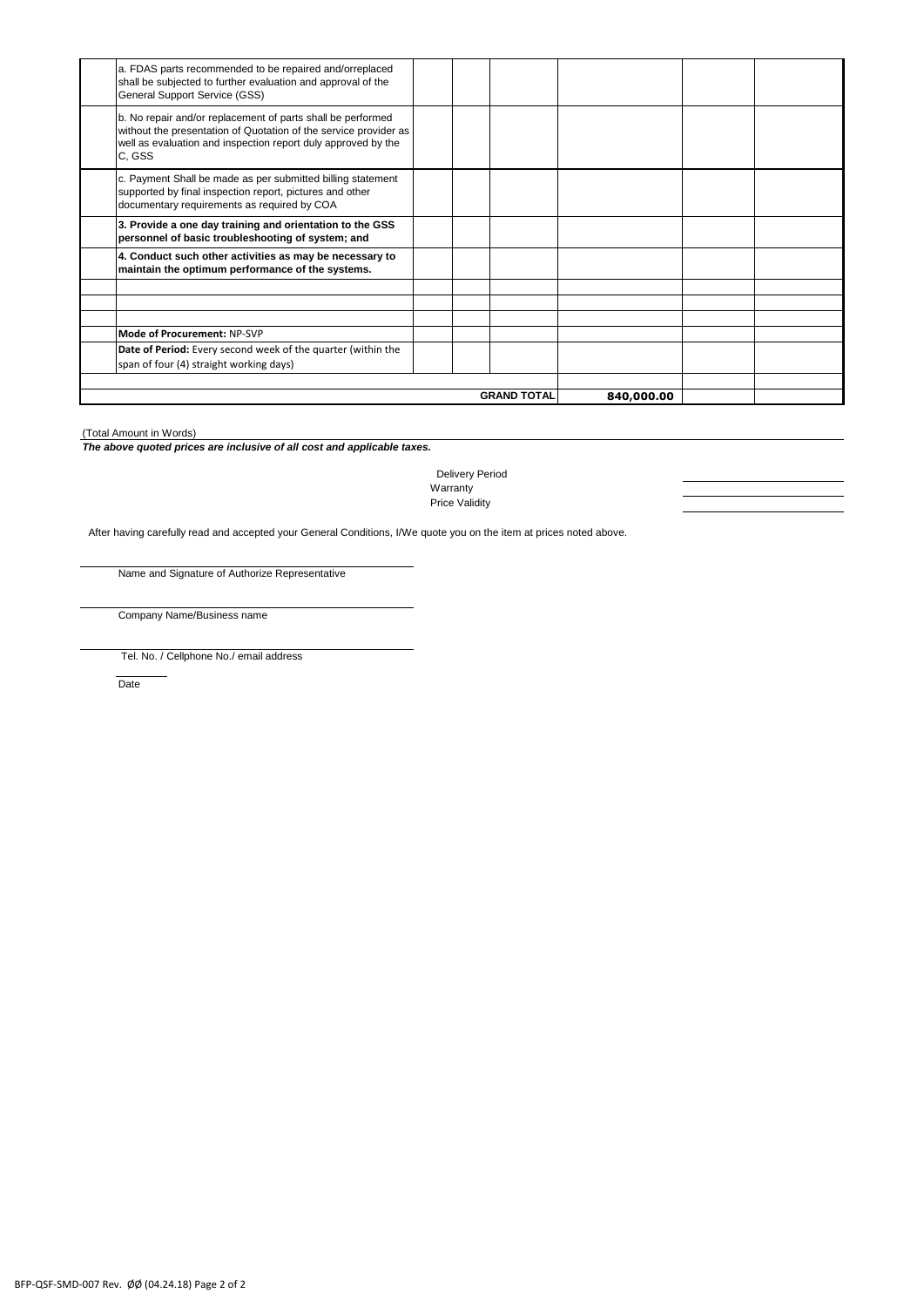| | | | | | | | |
|---|---|---|---|---|---|---|---|
| | a. FDAS parts recommended to be repaired and/orreplaced shall be subjected to further evaluation and approval of the General Support Service (GSS) | | | | | | |
| | b. No repair and/or replacement of parts shall be performed without the presentation of Quotation of the service provider as well as evaluation and inspection report duly approved by the C, GSS | | | | | | |
| | c. Payment Shall be made as per submitted billing statement supported by final inspection report, pictures and other documentary requirements as required by COA | | | | | | |
| | **3. Provide a one day training and orientation to the GSS personnel of basic troubleshooting of system; and** | | | | | | |
| | **4. Conduct such other activities as may be necessary to maintain the optimum performance of the systems.** | | | | | | |
| | | | | | | | |
| | | | | | | | |
| | | | | | | | |
| | **Mode of Procurement:** NP-SVP | | | | | | |
| | **Date of Period:** Every second week of the quarter (within the span of four (4) straight working days) | | | | | | |
| | | | | | | | |
| | | | | **GRAND TOTAL** | **840,000.00** | | |

(Total Amount in Words)

***The above quoted prices are inclusive of all cost and applicable taxes.***

Delivery Period ____________________

Warranty ____________________

Price Validity ____________________

After having carefully read and accepted your General Conditions, I/We quote you on the item at prices noted above.

____________________________________________
Name and Signature of Authorize Representative

____________________________________________
Company Name/Business name

____________________________________________
Tel. No. / Cellphone No./ email address

________
Date

BFP-QSF-SMD-007 Rev. ØØ (04.24.18)